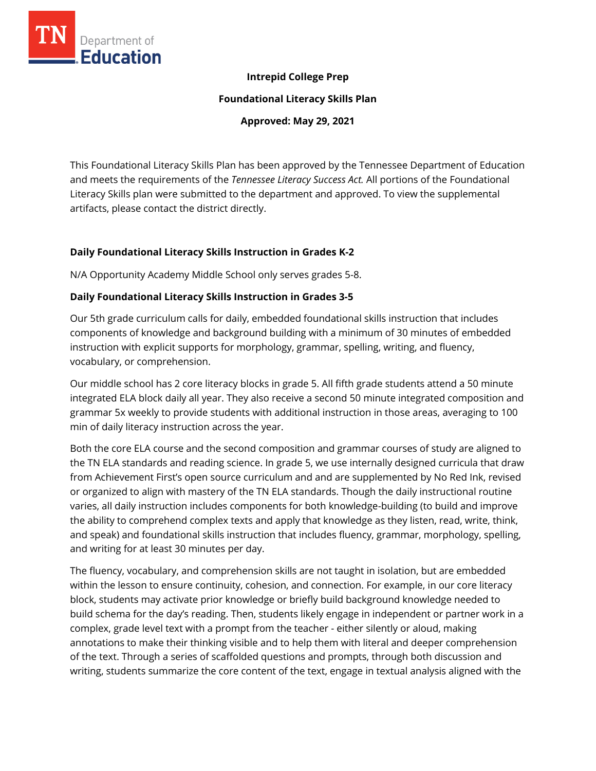**Intrepid College Prep**

**Foundational Literacy Skills Plan**

**Approved: May 29, 2021**

This Foundational Literacy Skills Plan has been approved by the Tennessee Department of Education and meets the requirements of the *Tennessee Literacy Success Act.* All portions of the Foundational Literacy Skills plan were submitted to the department and approved. To view the supplemental artifacts, please contact the district directly.

## Daily Foundational Literacy Skills Instruction in Grades K-2

N/A Opportunity Academy Middle School only serves grades 5-8.

## Daily Foundational Literacy Skills Instruction in Grades 3-5

Our 5th grade curriculum calls for daily, embedded foundational skills instruction that includes components of knowledge and background building with a minimum of 30 minutes of embedded instruction with explicit supports for morphology, grammar, spelling, writing, and fluency, vocabulary, or comprehension.

Our middle school has 2 core literacy blocks in grade 5. All fifth grade students attend a 50 minute integrated ELA block daily all year. They also receive a second 50 minute integrated composition and grammar 5x weekly to provide students with additional instruction in those areas, averaging to 100 min of daily literacy instruction across the year.

Both the core ELA course and the second composition and grammar courses of study are aligned to the TN ELA standards and reading science. In grade 5, we use internally designed curricula that draw from Achievement First's open source curriculum and and are supplemented by No Red Ink, revised or organized to align with mastery of the TN ELA standards. Though the daily instructional routine varies, all daily instruction includes components for both knowledge-building (to build and improve the ability to comprehend complex texts and apply that knowledge as they listen, read, write, think, and speak) and foundational skills instruction that includes fluency, grammar, morphology, spelling, and writing for at least 30 minutes per day.

The fluency, vocabulary, and comprehension skills are not taught in isolation, but are embedded within the lesson to ensure continuity, cohesion, and connection. For example, in our core literacy block, students may activate prior knowledge or briefly build background knowledge needed to build schema for the day's reading. Then, students likely engage in independent or partner work in a complex, grade level text with a prompt from the teacher - either silently or aloud, making annotations to make their thinking visible and to help them with literal and deeper comprehension of the text. Through a series of scaffolded questions and prompts, through both discussion and writing, students summarize the core content of the text, engage in textual analysis aligned with the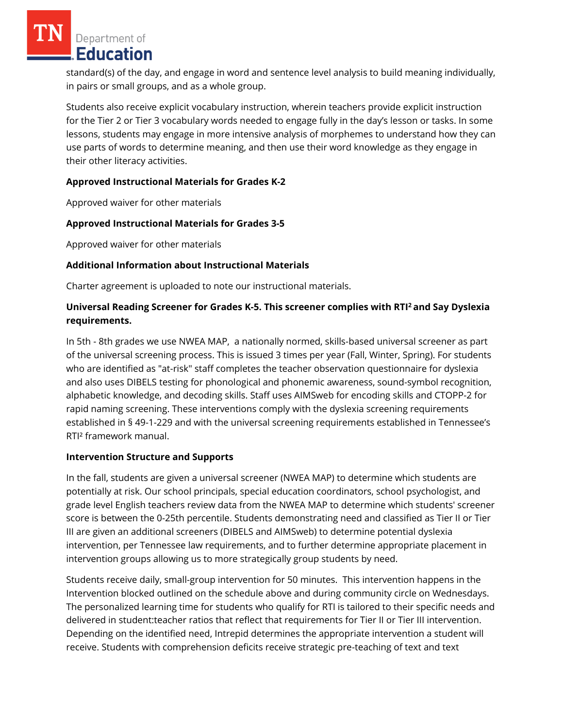standard(s) of the day, and engage in word and sentence level analysis to build meaning individually, in pairs or small groups, and as a whole group.

Students also receive explicit vocabulary instruction, wherein teachers provide explicit instruction for the Tier 2 or Tier 3 vocabulary words needed to engage fully in the day's lesson or tasks. In some lessons, students may engage in more intensive analysis of morphemes to understand how they can use parts of words to determine meaning, and then use their word knowledge as they engage in their other literacy activities.

**Approved Instructional Materials for Grades K-2**

Approved waiver for other materials

**Approved Instructional Materials for Grades 3-5**

Approved waiver for other materials

**Additional Information about Instructional Materials**

Charter agreement is uploaded to note our instructional materials.

**Universal Reading Screener for Grades K-5. This screener complies with RTI² and Say Dyslexia requirements.**

In 5th - 8th grades we use NWEA MAP, a nationally normed, skills-based universal screener as part of the universal screening process. This is issued 3 times per year (Fall, Winter, Spring). For students who are identified as "at-risk" staff completes the teacher observation questionnaire for dyslexia and also uses DIBELS testing for phonological and phonemic awareness, sound-symbol recognition, alphabetic knowledge, and decoding skills. Staff uses AIMSweb for encoding skills and CTOPP-2 for rapid naming screening. These interventions comply with the dyslexia screening requirements established in § 49-1-229 and with the universal screening requirements established in Tennessee's RTI² framework manual.

**Intervention Structure and Supports**

In the fall, students are given a universal screener (NWEA MAP) to determine which students are potentially at risk. Our school principals, special education coordinators, school psychologist, and grade level English teachers review data from the NWEA MAP to determine which students' screener score is between the 0-25th percentile. Students demonstrating need and classified as Tier II or Tier III are given an additional screeners (DIBELS and AIMSweb) to determine potential dyslexia intervention, per Tennessee law requirements, and to further determine appropriate placement in intervention groups allowing us to more strategically group students by need.

Students receive daily, small-group intervention for 50 minutes. This intervention happens in the Intervention blocked outlined on the schedule above and during community circle on Wednesdays. The personalized learning time for students who qualify for RTI is tailored to their specific needs and delivered in student:teacher ratios that reflect that requirements for Tier II or Tier III intervention. Depending on the identified need, Intrepid determines the appropriate intervention a student will receive. Students with comprehension deficits receive strategic pre-teaching of text and text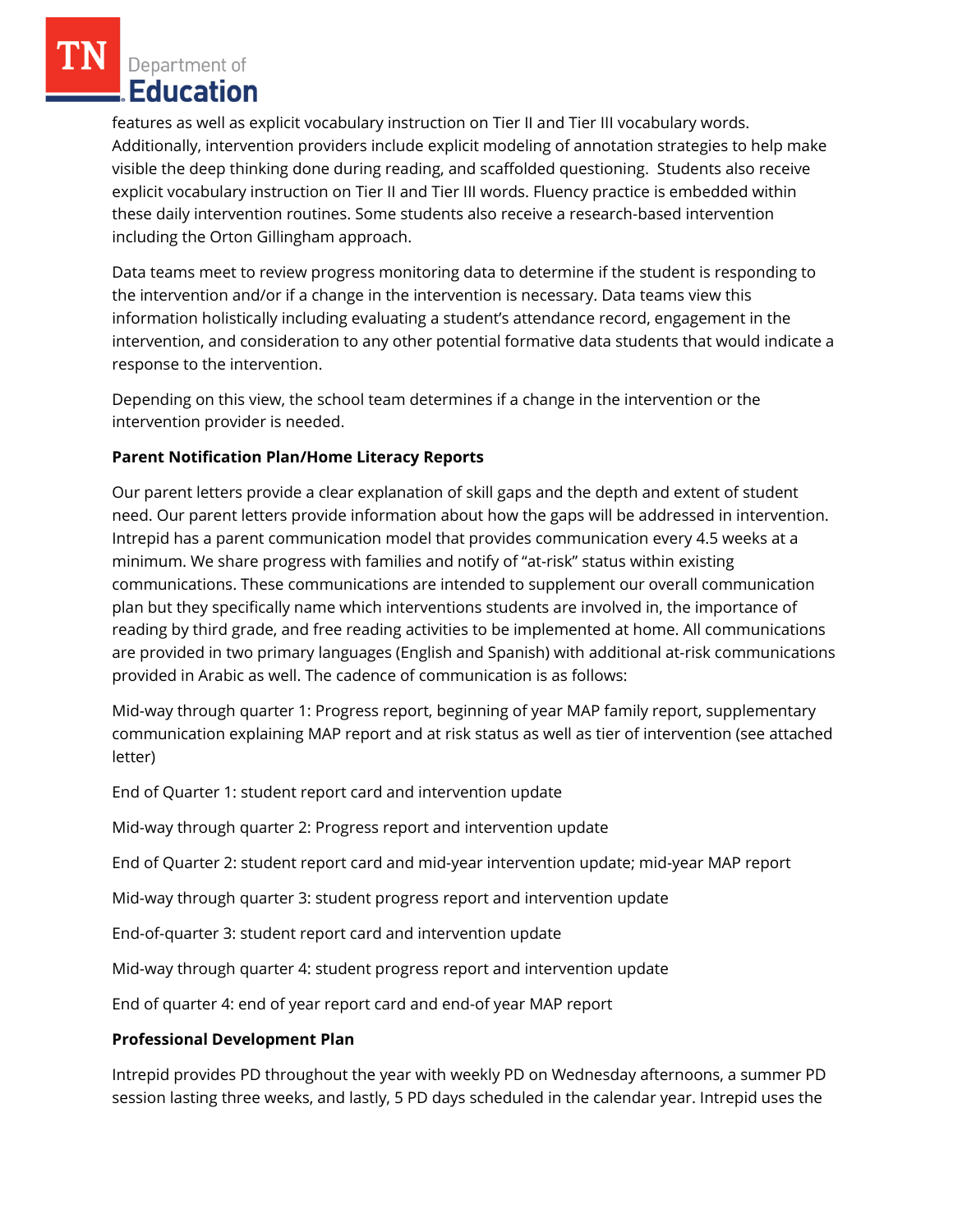features as well as explicit vocabulary instruction on Tier II and Tier III vocabulary words. Additionally, intervention providers include explicit modeling of annotation strategies to help make visible the deep thinking done during reading, and scaffolded questioning. Students also receive explicit vocabulary instruction on Tier II and Tier III words. Fluency practice is embedded within these daily intervention routines. Some students also receive a research-based intervention including the Orton Gillingham approach.

Data teams meet to review progress monitoring data to determine if the student is responding to the intervention and/or if a change in the intervention is necessary. Data teams view this information holistically including evaluating a student's attendance record, engagement in the intervention, and consideration to any other potential formative data students that would indicate a response to the intervention.

Depending on this view, the school team determines if a change in the intervention or the intervention provider is needed.

**Parent Notification Plan/Home Literacy Reports**

Our parent letters provide a clear explanation of skill gaps and the depth and extent of student need. Our parent letters provide information about how the gaps will be addressed in intervention. Intrepid has a parent communication model that provides communication every 4.5 weeks at a minimum. We share progress with families and notify of "at-risk" status within existing communications. These communications are intended to supplement our overall communication plan but they specifically name which interventions students are involved in, the importance of reading by third grade, and free reading activities to be implemented at home. All communications are provided in two primary languages (English and Spanish) with additional at-risk communications provided in Arabic as well. The cadence of communication is as follows:

Mid-way through quarter 1: Progress report, beginning of year MAP family report, supplementary communication explaining MAP report and at risk status as well as tier of intervention (see attached letter)

End of Quarter 1: student report card and intervention update

Mid-way through quarter 2: Progress report and intervention update

End of Quarter 2: student report card and mid-year intervention update; mid-year MAP report

Mid-way through quarter 3: student progress report and intervention update

End-of-quarter 3: student report card and intervention update

Mid-way through quarter 4: student progress report and intervention update

End of quarter 4: end of year report card and end-of year MAP report

**Professional Development Plan**

Intrepid provides PD throughout the year with weekly PD on Wednesday afternoons, a summer PD session lasting three weeks, and lastly, 5 PD days scheduled in the calendar year. Intrepid uses the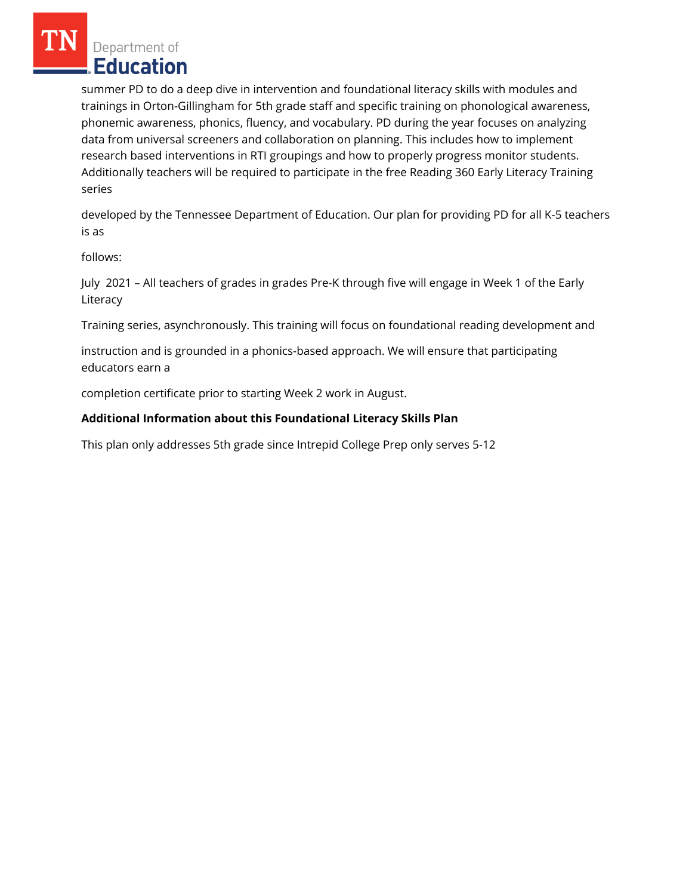summer PD to do a deep dive in intervention and foundational literacy skills with modules and trainings in Orton-Gillingham for 5th grade staff and specific training on phonological awareness, phonemic awareness, phonics, fluency, and vocabulary. PD during the year focuses on analyzing data from universal screeners and collaboration on planning. This includes how to implement research based interventions in RTI groupings and how to properly progress monitor students. Additionally teachers will be required to participate in the free Reading 360 Early Literacy Training series

developed by the Tennessee Department of Education. Our plan for providing PD for all K-5 teachers is as

follows:

July 2021 – All teachers of grades in grades Pre-K through five will engage in Week 1 of the Early Literacy

Training series, asynchronously. This training will focus on foundational reading development and

instruction and is grounded in a phonics-based approach. We will ensure that participating educators earn a

completion certificate prior to starting Week 2 work in August.

**Additional Information about this Foundational Literacy Skills Plan**

This plan only addresses 5th grade since Intrepid College Prep only serves 5-12